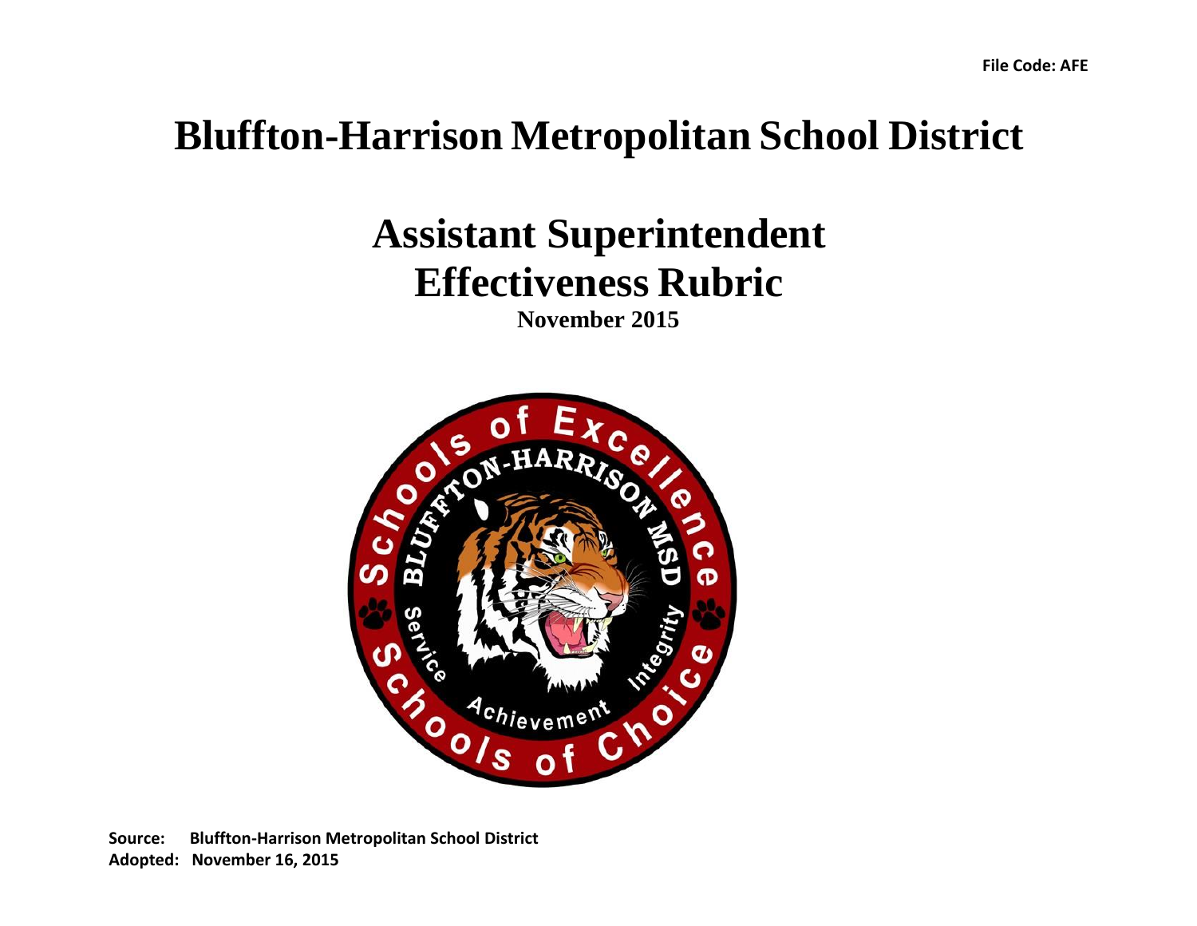File Code: AFE

# Bluffton-Harrison Metropolitan School District

# Assistant Superintendent Effectiveness Rubric

**November 2015**

**Source:** **Bluffton-Harrison Metropolitan School District**
**Adopted:** **November 16, 2015**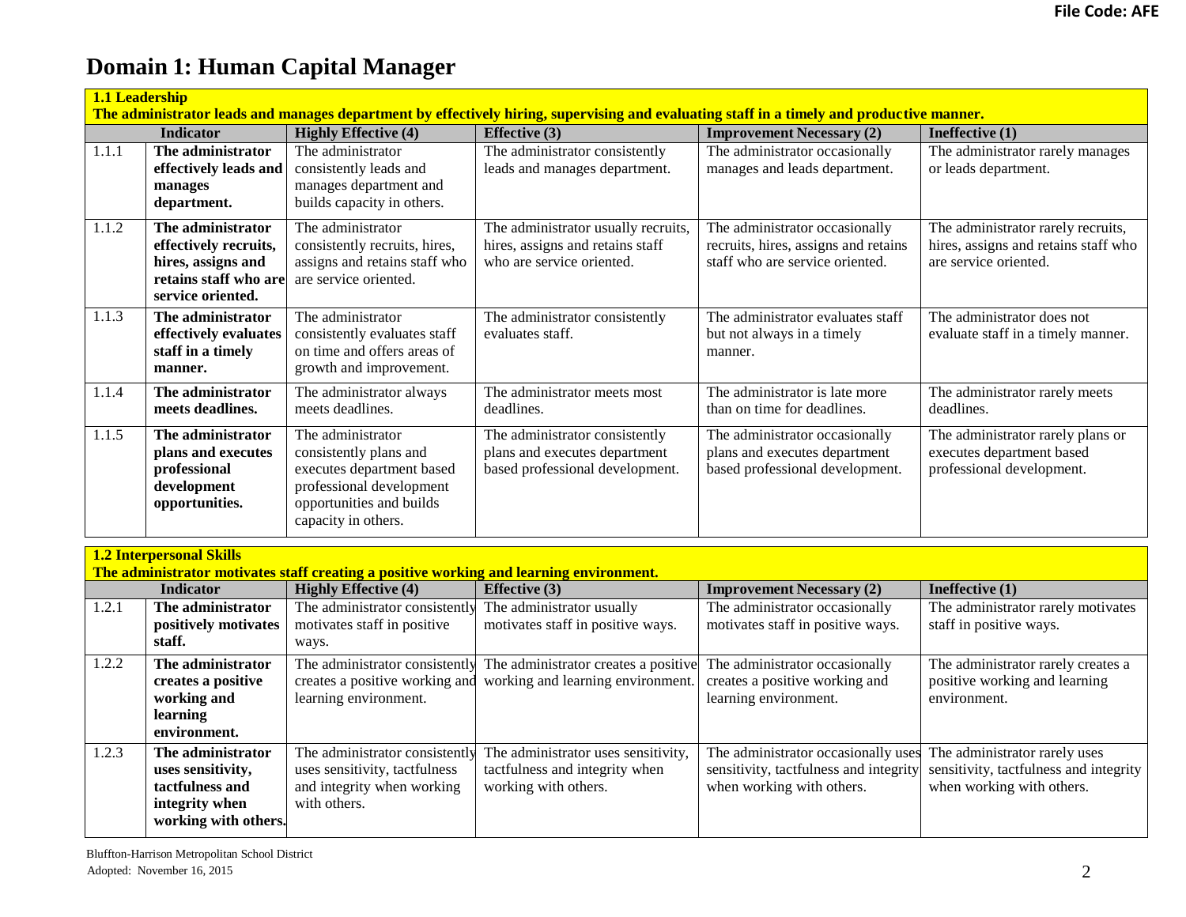# Domain 1: Human Capital Manager

| **1.1 Leadership**<br>**The administrator leads and manages department by effectively hiring, supervising and evaluating staff in a timely and productive manner.** | | | | | |
|---|---|---|---|---|---|
| **Indicator** | | **Highly Effective (4)** | **Effective (3)** | **Improvement Necessary (2)** | **Ineffective (1)** |
| 1.1.1 | **The administrator effectively leads and manages department.** | The administrator consistently leads and manages department and builds capacity in others. | The administrator consistently leads and manages department. | The administrator occasionally manages and leads department. | The administrator rarely manages or leads department. |
| 1.1.2 | **The administrator effectively recruits, hires, assigns and retains staff who are service oriented.** | The administrator consistently recruits, hires, assigns and retains staff who are service oriented. | The administrator usually recruits, hires, assigns and retains staff who are service oriented. | The administrator occasionally recruits, hires, assigns and retains staff who are service oriented. | The administrator rarely recruits, hires, assigns and retains staff who are service oriented. |
| 1.1.3 | **The administrator effectively evaluates staff in a timely manner.** | The administrator consistently evaluates staff on time and offers areas of growth and improvement. | The administrator consistently evaluates staff. | The administrator evaluates staff but not always in a timely manner. | The administrator does not evaluate staff in a timely manner. |
| 1.1.4 | **The administrator meets deadlines.** | The administrator always meets deadlines. | The administrator meets most deadlines. | The administrator is late more than on time for deadlines. | The administrator rarely meets deadlines. |
| 1.1.5 | **The administrator plans and executes professional development opportunities.** | The administrator consistently plans and executes department based professional development opportunities and builds capacity in others. | The administrator consistently plans and executes department based professional development. | The administrator occasionally plans and executes department based professional development. | The administrator rarely plans or executes department based professional development. |

| **1.2 Interpersonal Skills**<br>**The administrator motivates staff creating a positive working and learning environment.** | | | | | |
|---|---|---|---|---|---|
| **Indicator** | | **Highly Effective (4)** | **Effective (3)** | **Improvement Necessary (2)** | **Ineffective (1)** |
| 1.2.1 | **The administrator positively motivates staff.** | The administrator consistently motivates staff in positive ways. | The administrator usually motivates staff in positive ways. | The administrator occasionally motivates staff in positive ways. | The administrator rarely motivates staff in positive ways. |
| 1.2.2 | **The administrator creates a positive working and learning environment.** | The administrator consistently creates a positive working and learning environment. | The administrator creates a positive working and learning environment. | The administrator occasionally creates a positive working and learning environment. | The administrator rarely creates a positive working and learning environment. |
| 1.2.3 | **The administrator uses sensitivity, tactfulness and integrity when working with others.** | The administrator consistently uses sensitivity, tactfulness and integrity when working with others. | The administrator uses sensitivity, tactfulness and integrity when working with others. | The administrator occasionally uses sensitivity, tactfulness and integrity when working with others. | The administrator rarely uses sensitivity, tactfulness and integrity when working with others. |

Bluffton-Harrison Metropolitan School District
Adopted: November 16, 2015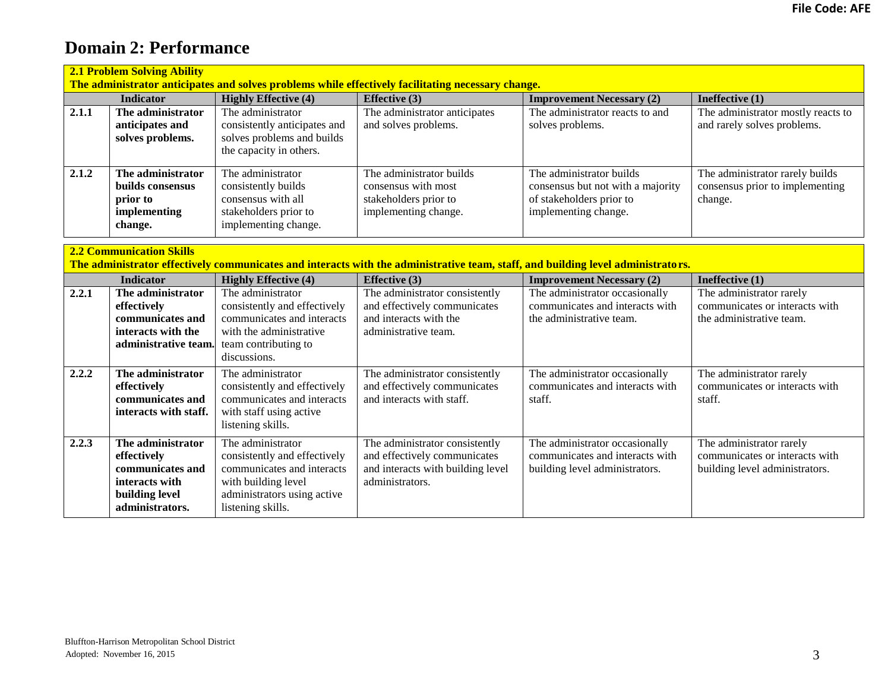# Domain 2: Performance

| **2.1 Problem Solving Ability**<br>**The administrator anticipates and solves problems while effectively facilitating necessary change.** | | | | | |
|---|---|---|---|---|---|
| | **Indicator** | **Highly Effective (4)** | **Effective (3)** | **Improvement Necessary (2)** | **Ineffective (1)** |
| **2.1.1** | **The administrator anticipates and solves problems.** | The administrator consistently anticipates and solves problems and builds the capacity in others. | The administrator anticipates and solves problems. | The administrator reacts to and solves problems. | The administrator mostly reacts to and rarely solves problems. |
| **2.1.2** | **The administrator builds consensus prior to implementing change.** | The administrator consistently builds consensus with all stakeholders prior to implementing change. | The administrator builds consensus with most stakeholders prior to implementing change. | The administrator builds consensus but not with a majority of stakeholders prior to implementing change. | The administrator rarely builds consensus prior to implementing change. |

| **2.2 Communication Skills**<br>**The administrator effectively communicates and interacts with the administrative team, staff, and building level administrators.** | | | | | |
|---|---|---|---|---|---|
| | **Indicator** | **Highly Effective (4)** | **Effective (3)** | **Improvement Necessary (2)** | **Ineffective (1)** |
| **2.2.1** | **The administrator effectively communicates and interacts with the administrative team.** | The administrator consistently and effectively communicates and interacts with the administrative team contributing to discussions. | The administrator consistently and effectively communicates and interacts with the administrative team. | The administrator occasionally communicates and interacts with the administrative team. | The administrator rarely communicates or interacts with the administrative team. |
| **2.2.2** | **The administrator effectively communicates and interacts with staff.** | The administrator consistently and effectively communicates and interacts with staff using active listening skills. | The administrator consistently and effectively communicates and interacts with staff. | The administrator occasionally communicates and interacts with staff. | The administrator rarely communicates or interacts with staff. |
| **2.2.3** | **The administrator effectively communicates and interacts with building level administrators.** | The administrator consistently and effectively communicates and interacts with building level administrators using active listening skills. | The administrator consistently and effectively communicates and interacts with building level administrators. | The administrator occasionally communicates and interacts with building level administrators. | The administrator rarely communicates or interacts with building level administrators. |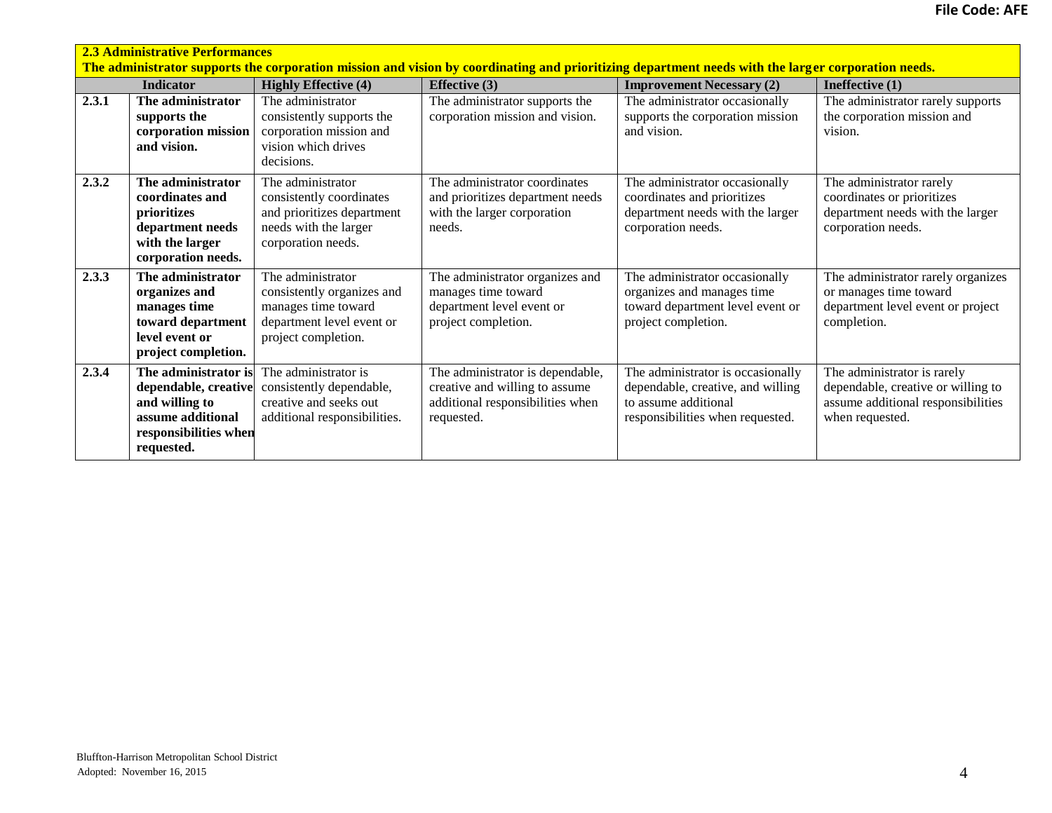| **2.3 Administrative Performances**<br>**The administrator supports the corporation mission and vision by coordinating and prioritizing department needs with the larger corporation needs.** | | | | | |
|---|---|---|---|---|---|
| **Indicator** | | **Highly Effective (4)** | **Effective (3)** | **Improvement Necessary (2)** | **Ineffective (1)** |
| **2.3.1** | **The administrator supports the corporation mission and vision.** | The administrator consistently supports the corporation mission and vision which drives decisions. | The administrator supports the corporation mission and vision. | The administrator occasionally supports the corporation mission and vision. | The administrator rarely supports the corporation mission and vision. |
| **2.3.2** | **The administrator coordinates and prioritizes department needs with the larger corporation needs.** | The administrator consistently coordinates and prioritizes department needs with the larger corporation needs. | The administrator coordinates and prioritizes department needs with the larger corporation needs. | The administrator occasionally coordinates and prioritizes department needs with the larger corporation needs. | The administrator rarely coordinates or prioritizes department needs with the larger corporation needs. |
| **2.3.3** | **The administrator organizes and manages time toward department level event or project completion.** | The administrator consistently organizes and manages time toward department level event or project completion. | The administrator organizes and manages time toward department level event or project completion. | The administrator occasionally organizes and manages time toward department level event or project completion. | The administrator rarely organizes or manages time toward department level event or project completion. |
| **2.3.4** | **The administrator is dependable, creative and willing to assume additional responsibilities when requested.** | The administrator is consistently dependable, creative and seeks out additional responsibilities. | The administrator is dependable, creative and willing to assume additional responsibilities when requested. | The administrator is occasionally dependable, creative, and willing to assume additional responsibilities when requested. | The administrator is rarely dependable, creative or willing to assume additional responsibilities when requested. |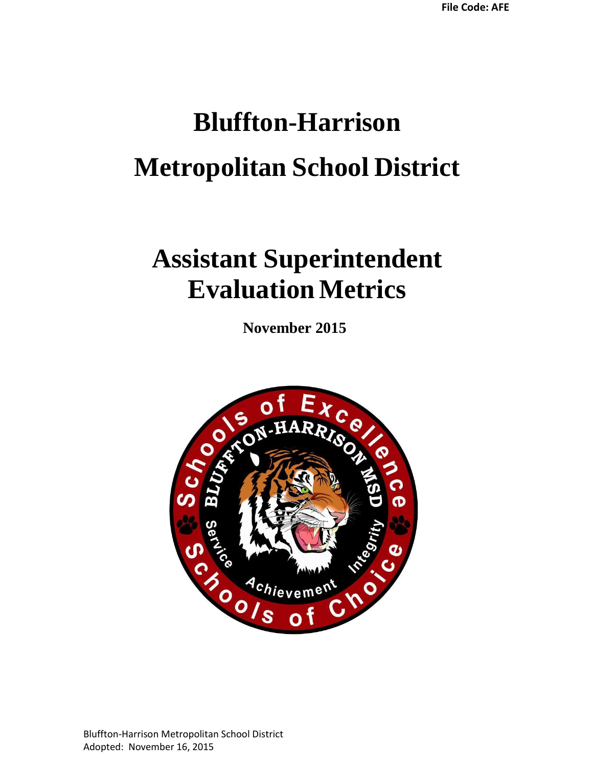File Code: AFE

# Bluffton-Harrison

# Metropolitan School District

## Assistant Superintendent Evaluation Metrics

**November 2015**

Bluffton-Harrison Metropolitan School District
Adopted: November 16, 2015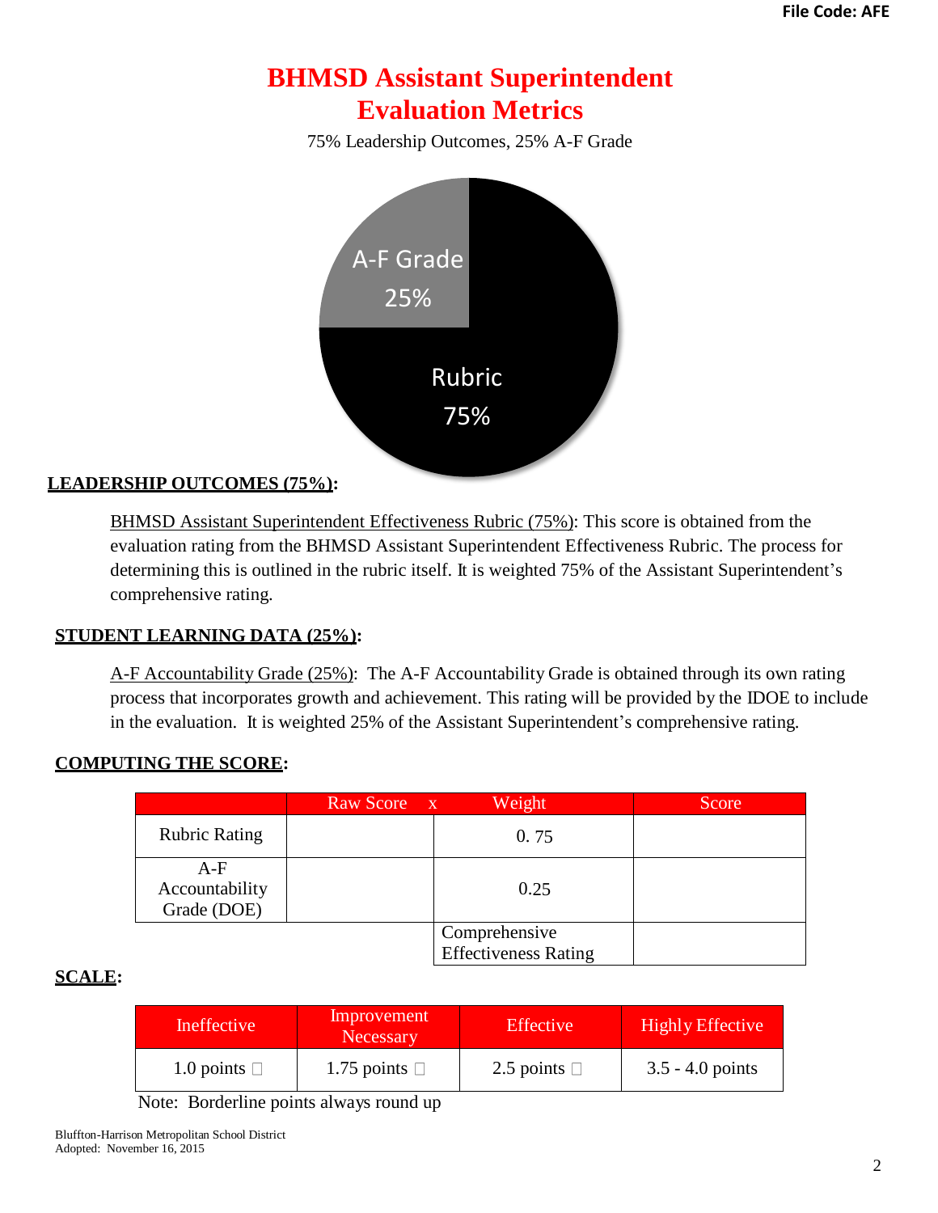File Code: AFE

# BHMSD Assistant Superintendent Evaluation Metrics

75% Leadership Outcomes, 25% A-F Grade

A-F Grade
25%

Rubric
75%

**LEADERSHIP OUTCOMES (75%):**

BHMSD Assistant Superintendent Effectiveness Rubric (75%): This score is obtained from the evaluation rating from the BHMSD Assistant Superintendent Effectiveness Rubric. The process for determining this is outlined in the rubric itself. It is weighted 75% of the Assistant Superintendent's comprehensive rating.

**STUDENT LEARNING DATA (25%):**

A-F Accountability Grade (25%): The A-F Accountability Grade is obtained through its own rating process that incorporates growth and achievement. This rating will be provided by the IDOE to include in the evaluation. It is weighted 25% of the Assistant Superintendent's comprehensive rating.

**COMPUTING THE SCORE:**

| | Raw Score x | Weight | Score |
|---|---|---|---|
| Rubric Rating | | 0. 75 | |
| A-F Accountability Grade (DOE) | | 0.25 | |
| | | Comprehensive Effectiveness Rating | |

**SCALE:**

| Ineffective | Improvement Necessary | Effective | Highly Effective |
|---|---|---|---|
| 1.0 points □ | 1.75 points □ | 2.5 points □ | 3.5 - 4.0 points |

Note: Borderline points always round up

Bluffton-Harrison Metropolitan School District
Adopted: November 16, 2015